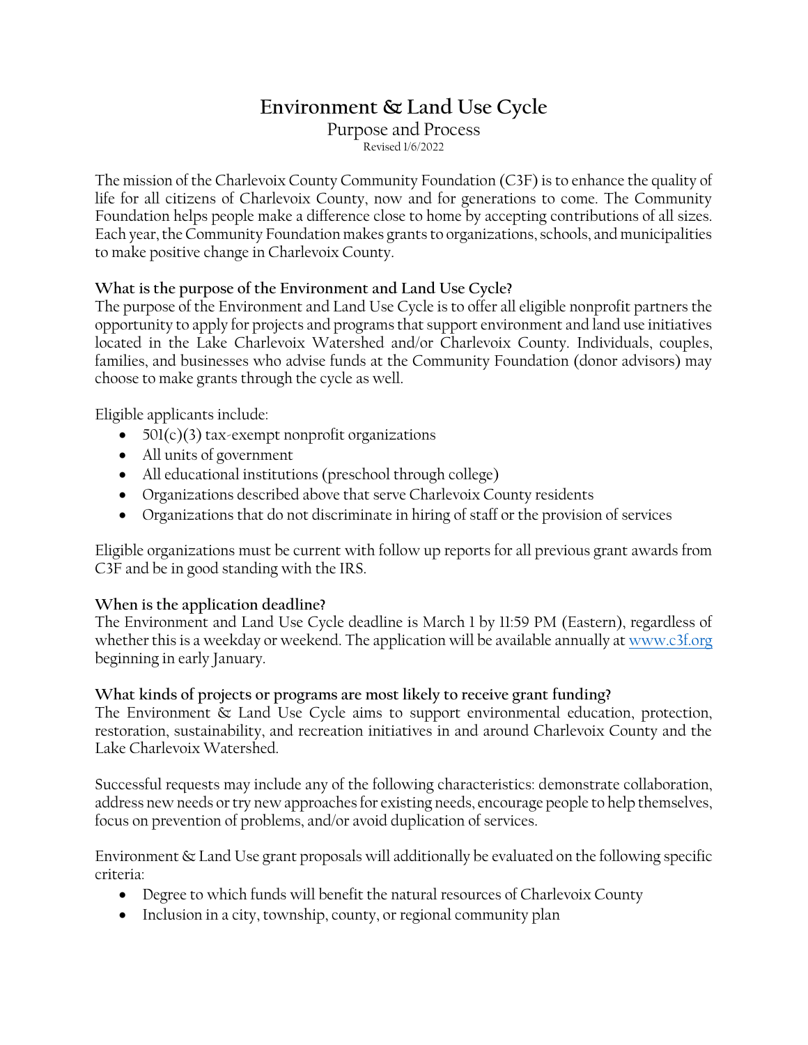# Environment & Land Use Cycle

## Purpose and Process

Revised 1/6/2022

The mission of the Charlevoix County Community Foundation (C3F) is to enhance the quality of life for all citizens of Charlevoix County, now and for generations to come. The Community Foundation helps people make a difference close to home by accepting contributions of all sizes. Each year, the Community Foundation makes grants to organizations, schools, and municipalities to make positive change in Charlevoix County.

**What is the purpose of the Environment and Land Use Cycle?**

The purpose of the Environment and Land Use Cycle is to offer all eligible nonprofit partners the opportunity to apply for projects and programs that support environment and land use initiatives located in the Lake Charlevoix Watershed and/or Charlevoix County. Individuals, couples, families, and businesses who advise funds at the Community Foundation (donor advisors) may choose to make grants through the cycle as well.

Eligible applicants include:

- 501(c)(3) tax-exempt nonprofit organizations
- All units of government
- All educational institutions (preschool through college)
- Organizations described above that serve Charlevoix County residents
- Organizations that do not discriminate in hiring of staff or the provision of services

Eligible organizations must be current with follow up reports for all previous grant awards from C3F and be in good standing with the IRS.

**When is the application deadline?**

The Environment and Land Use Cycle deadline is March 1 by 11:59 PM (Eastern), regardless of whether this is a weekday or weekend. The application will be available annually at [www.c3f.org](http://www.c3f.org) beginning in early January.

**What kinds of projects or programs are most likely to receive grant funding?**

The Environment & Land Use Cycle aims to support environmental education, protection, restoration, sustainability, and recreation initiatives in and around Charlevoix County and the Lake Charlevoix Watershed.

Successful requests may include any of the following characteristics: demonstrate collaboration, address new needs or try new approaches for existing needs, encourage people to help themselves, focus on prevention of problems, and/or avoid duplication of services.

Environment & Land Use grant proposals will additionally be evaluated on the following specific criteria:

- Degree to which funds will benefit the natural resources of Charlevoix County
- Inclusion in a city, township, county, or regional community plan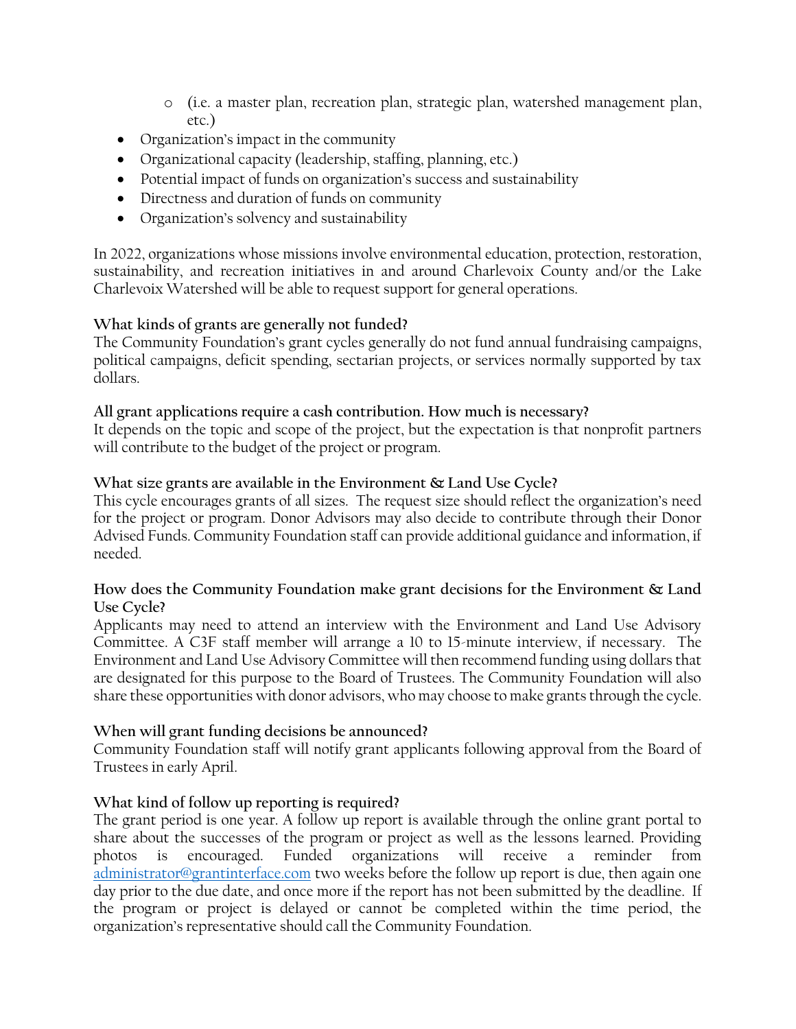- (i.e. a master plan, recreation plan, strategic plan, watershed management plan, etc.)
- Organization's impact in the community
- Organizational capacity (leadership, staffing, planning, etc.)
- Potential impact of funds on organization's success and sustainability
- Directness and duration of funds on community
- Organization's solvency and sustainability

In 2022, organizations whose missions involve environmental education, protection, restoration, sustainability, and recreation initiatives in and around Charlevoix County and/or the Lake Charlevoix Watershed will be able to request support for general operations.

**What kinds of grants are generally not funded?**
The Community Foundation's grant cycles generally do not fund annual fundraising campaigns, political campaigns, deficit spending, sectarian projects, or services normally supported by tax dollars.

**All grant applications require a cash contribution. How much is necessary?**
It depends on the topic and scope of the project, but the expectation is that nonprofit partners will contribute to the budget of the project or program.

**What size grants are available in the Environment & Land Use Cycle?**
This cycle encourages grants of all sizes. The request size should reflect the organization's need for the project or program. Donor Advisors may also decide to contribute through their Donor Advised Funds. Community Foundation staff can provide additional guidance and information, if needed.

**How does the Community Foundation make grant decisions for the Environment & Land Use Cycle?**
Applicants may need to attend an interview with the Environment and Land Use Advisory Committee. A C3F staff member will arrange a 10 to 15-minute interview, if necessary. The Environment and Land Use Advisory Committee will then recommend funding using dollars that are designated for this purpose to the Board of Trustees. The Community Foundation will also share these opportunities with donor advisors, who may choose to make grants through the cycle.

**When will grant funding decisions be announced?**
Community Foundation staff will notify grant applicants following approval from the Board of Trustees in early April.

**What kind of follow up reporting is required?**
The grant period is one year. A follow up report is available through the online grant portal to share about the successes of the program or project as well as the lessons learned. Providing photos is encouraged. Funded organizations will receive a reminder from administrator@grantinterface.com two weeks before the follow up report is due, then again one day prior to the due date, and once more if the report has not been submitted by the deadline. If the program or project is delayed or cannot be completed within the time period, the organization's representative should call the Community Foundation.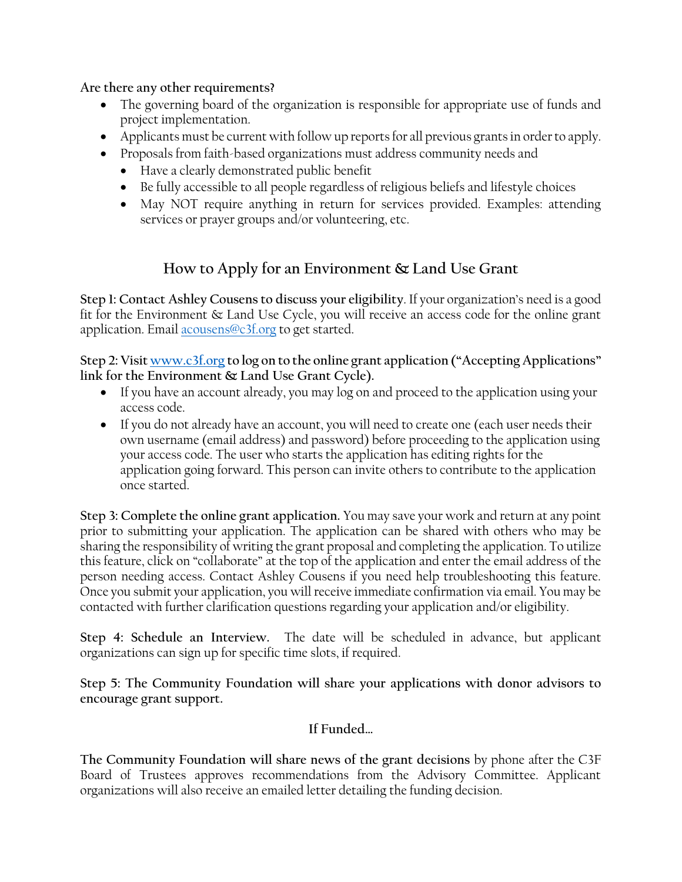**Are there any other requirements?**

- The governing board of the organization is responsible for appropriate use of funds and project implementation.
- Applicants must be current with follow up reports for all previous grants in order to apply.
- Proposals from faith-based organizations must address community needs and
  - Have a clearly demonstrated public benefit
  - Be fully accessible to all people regardless of religious beliefs and lifestyle choices
  - May NOT require anything in return for services provided. Examples: attending services or prayer groups and/or volunteering, etc.

## How to Apply for an Environment & Land Use Grant

**Step 1: Contact Ashley Cousens to discuss your eligibility**. If your organization's need is a good fit for the Environment & Land Use Cycle, you will receive an access code for the online grant application. Email acousens@c3f.org to get started.

**Step 2: Visit www.c3f.org to log on to the online grant application ("Accepting Applications" link for the Environment & Land Use Grant Cycle).**

- If you have an account already, you may log on and proceed to the application using your access code.
- If you do not already have an account, you will need to create one (each user needs their own username (email address) and password) before proceeding to the application using your access code. The user who starts the application has editing rights for the application going forward. This person can invite others to contribute to the application once started.

**Step 3: Complete the online grant application.** You may save your work and return at any point prior to submitting your application. The application can be shared with others who may be sharing the responsibility of writing the grant proposal and completing the application. To utilize this feature, click on "collaborate" at the top of the application and enter the email address of the person needing access. Contact Ashley Cousens if you need help troubleshooting this feature. Once you submit your application, you will receive immediate confirmation via email. You may be contacted with further clarification questions regarding your application and/or eligibility.

**Step 4: Schedule an Interview.** The date will be scheduled in advance, but applicant organizations can sign up for specific time slots, if required.

**Step 5: The Community Foundation will share your applications with donor advisors to encourage grant support.**

### If Funded…

**The Community Foundation will share news of the grant decisions** by phone after the C3F Board of Trustees approves recommendations from the Advisory Committee. Applicant organizations will also receive an emailed letter detailing the funding decision.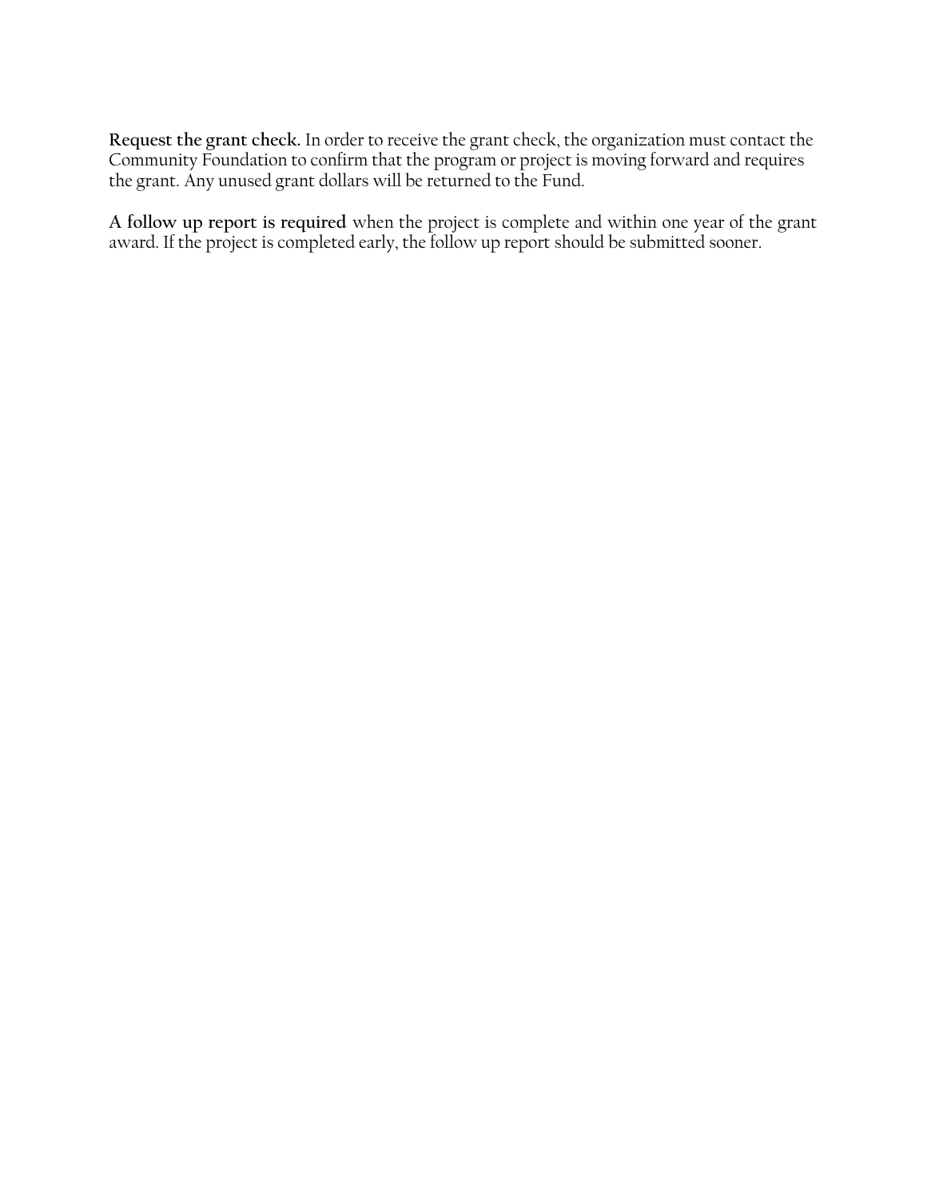**Request the grant check.** In order to receive the grant check, the organization must contact the Community Foundation to confirm that the program or project is moving forward and requires the grant. Any unused grant dollars will be returned to the Fund.

**A follow up report is required** when the project is complete and within one year of the grant award. If the project is completed early, the follow up report should be submitted sooner.